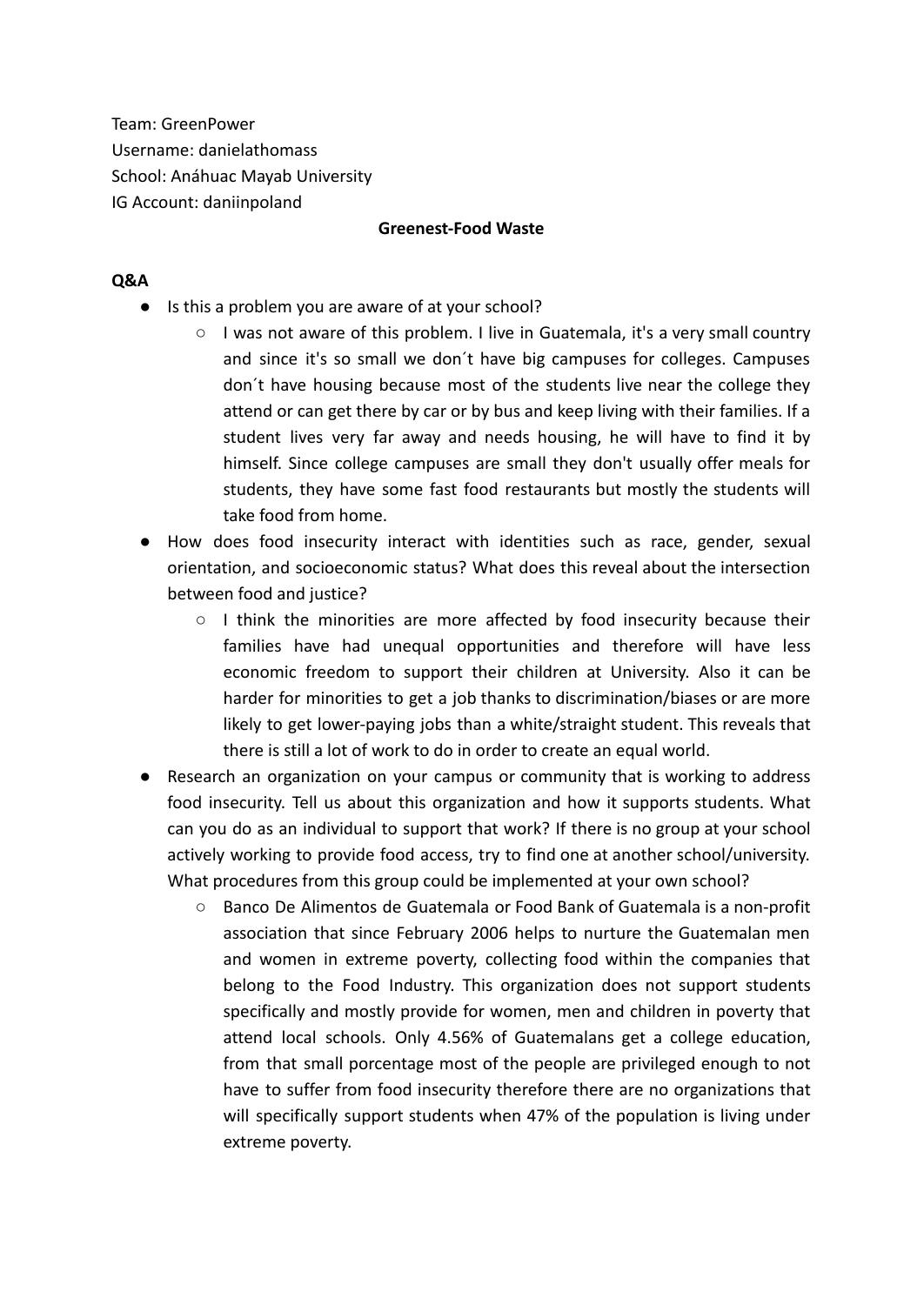Team: GreenPower
Username: danielathomass
School: Anáhuac Mayab University
IG Account: daniinpoland

**Greenest-Food Waste**

**Q&A**

- Is this a problem you are aware of at your school?
  - I was not aware of this problem. I live in Guatemala, it's a very small country and since it's so small we don´t have big campuses for colleges. Campuses don´t have housing because most of the students live near the college they attend or can get there by car or by bus and keep living with their families. If a student lives very far away and needs housing, he will have to find it by himself. Since college campuses are small they don't usually offer meals for students, they have some fast food restaurants but mostly the students will take food from home.
- How does food insecurity interact with identities such as race, gender, sexual orientation, and socioeconomic status? What does this reveal about the intersection between food and justice?
  - I think the minorities are more affected by food insecurity because their families have had unequal opportunities and therefore will have less economic freedom to support their children at University. Also it can be harder for minorities to get a job thanks to discrimination/biases or are more likely to get lower-paying jobs than a white/straight student. This reveals that there is still a lot of work to do in order to create an equal world.
- Research an organization on your campus or community that is working to address food insecurity. Tell us about this organization and how it supports students. What can you do as an individual to support that work? If there is no group at your school actively working to provide food access, try to find one at another school/university. What procedures from this group could be implemented at your own school?
  - Banco De Alimentos de Guatemala or Food Bank of Guatemala is a non-profit association that since February 2006 helps to nurture the Guatemalan men and women in extreme poverty, collecting food within the companies that belong to the Food Industry. This organization does not support students specifically and mostly provide for women, men and children in poverty that attend local schools. Only 4.56% of Guatemalans get a college education, from that small porcentage most of the people are privileged enough to not have to suffer from food insecurity therefore there are no organizations that will specifically support students when 47% of the population is living under extreme poverty.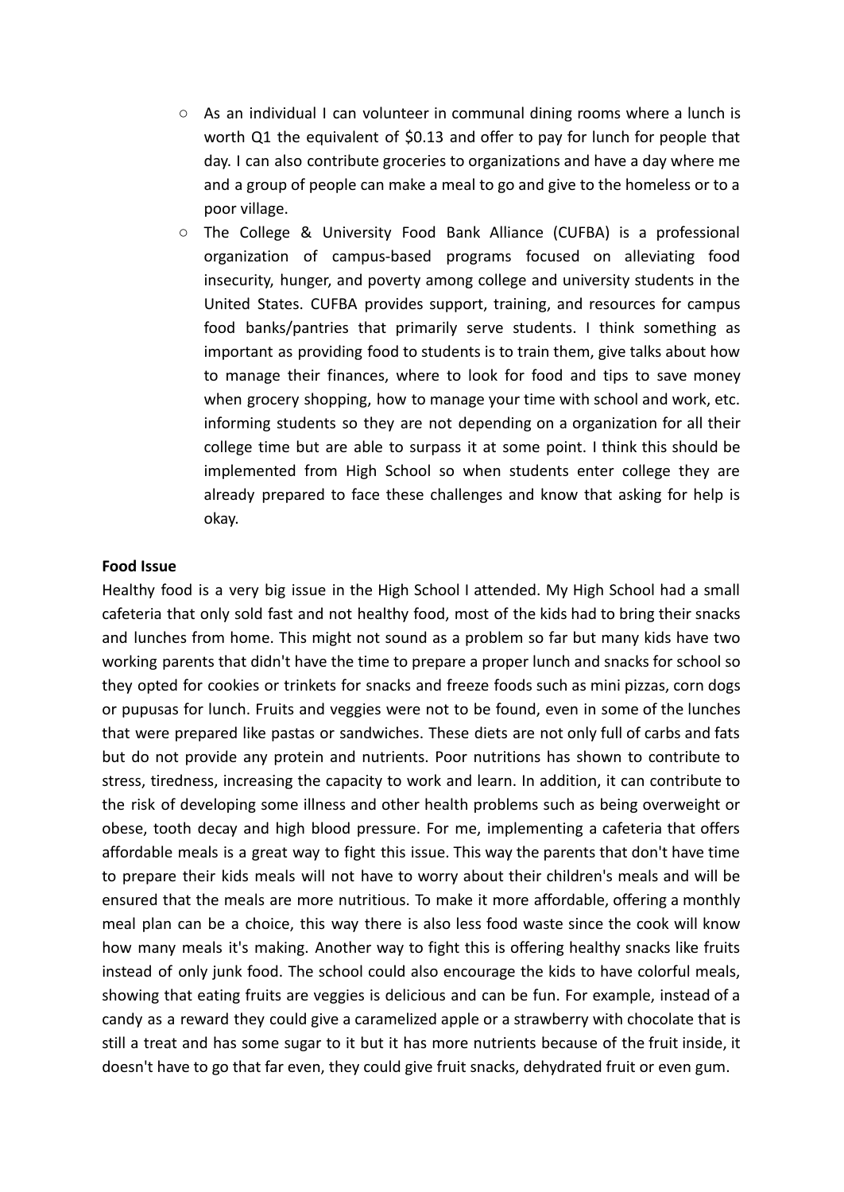- As an individual I can volunteer in communal dining rooms where a lunch is worth Q1 the equivalent of $0.13 and offer to pay for lunch for people that day. I can also contribute groceries to organizations and have a day where me and a group of people can make a meal to go and give to the homeless or to a poor village.
- The College & University Food Bank Alliance (CUFBA) is a professional organization of campus-based programs focused on alleviating food insecurity, hunger, and poverty among college and university students in the United States. CUFBA provides support, training, and resources for campus food banks/pantries that primarily serve students. I think something as important as providing food to students is to train them, give talks about how to manage their finances, where to look for food and tips to save money when grocery shopping, how to manage your time with school and work, etc. informing students so they are not depending on a organization for all their college time but are able to surpass it at some point. I think this should be implemented from High School so when students enter college they are already prepared to face these challenges and know that asking for help is okay.

**Food Issue**

Healthy food is a very big issue in the High School I attended. My High School had a small cafeteria that only sold fast and not healthy food, most of the kids had to bring their snacks and lunches from home. This might not sound as a problem so far but many kids have two working parents that didn't have the time to prepare a proper lunch and snacks for school so they opted for cookies or trinkets for snacks and freeze foods such as mini pizzas, corn dogs or pupusas for lunch. Fruits and veggies were not to be found, even in some of the lunches that were prepared like pastas or sandwiches. These diets are not only full of carbs and fats but do not provide any protein and nutrients. Poor nutritions has shown to contribute to stress, tiredness, increasing the capacity to work and learn. In addition, it can contribute to the risk of developing some illness and other health problems such as being overweight or obese, tooth decay and high blood pressure. For me, implementing a cafeteria that offers affordable meals is a great way to fight this issue. This way the parents that don't have time to prepare their kids meals will not have to worry about their children's meals and will be ensured that the meals are more nutritious. To make it more affordable, offering a monthly meal plan can be a choice, this way there is also less food waste since the cook will know how many meals it's making. Another way to fight this is offering healthy snacks like fruits instead of only junk food. The school could also encourage the kids to have colorful meals, showing that eating fruits are veggies is delicious and can be fun. For example, instead of a candy as a reward they could give a caramelized apple or a strawberry with chocolate that is still a treat and has some sugar to it but it has more nutrients because of the fruit inside, it doesn't have to go that far even, they could give fruit snacks, dehydrated fruit or even gum.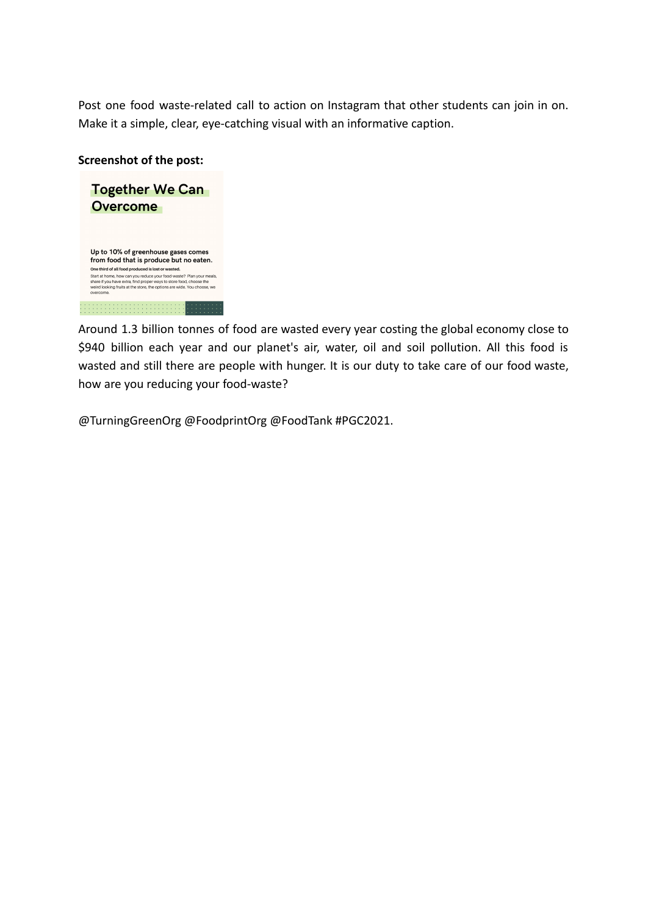Post one food waste-related call to action on Instagram that other students can join in on. Make it a simple, clear, eye-catching visual with an informative caption.

**Screenshot of the post:**

**Together We Can Overcome**

**Up to 10% of greenhouse gases comes from food that is produce but no eaten.**

**One third of all food produced is lost or wasted.**

Start at home, how can you reduce your food waste? Plan your meals, share if you have extra, find proper ways to store food, choose the weird looking fruits at the store, the options are wide. You choose, we overcome.

Around 1.3 billion tonnes of food are wasted every year costing the global economy close to $940 billion each year and our planet's air, water, oil and soil pollution. All this food is wasted and still there are people with hunger. It is our duty to take care of our food waste, how are you reducing your food-waste?

@TurningGreenOrg @FoodprintOrg @FoodTank #PGC2021.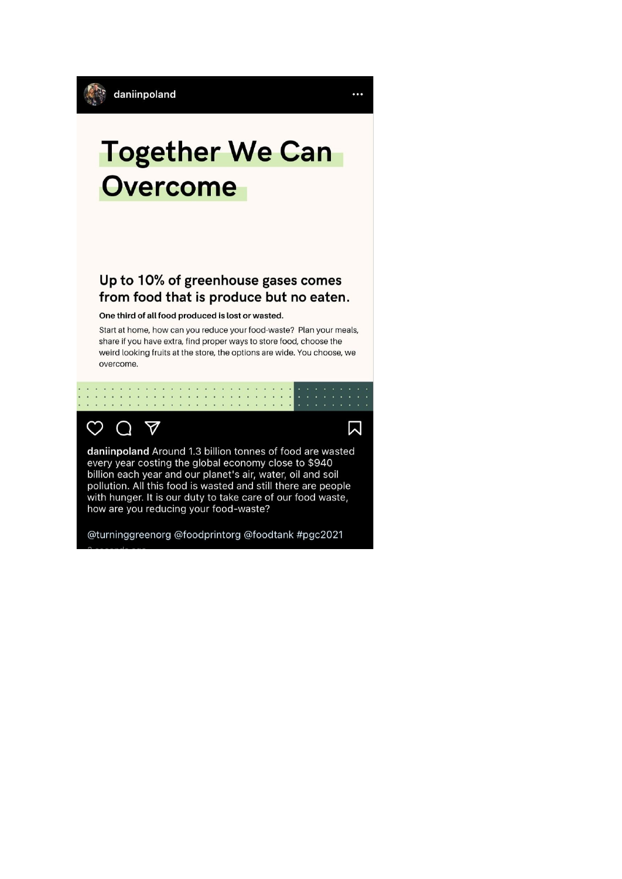daniinpoland

# Together We Can Overcome

## Up to 10% of greenhouse gases comes from food that is produce but no eaten.

**One third of all food produced is lost or wasted.**

Start at home, how can you reduce your food-waste? Plan your meals, share if you have extra, find proper ways to store food, choose the weird looking fruits at the store, the options are wide. You choose, we overcome.

**daniinpoland** Around 1.3 billion tonnes of food are wasted every year costing the global economy close to $940 billion each year and our planet's air, water, oil and soil pollution. All this food is wasted and still there are people with hunger. It is our duty to take care of our food waste, how are you reducing your food-waste?

@turninggreenorg @foodprintorg @foodtank #pgc2021